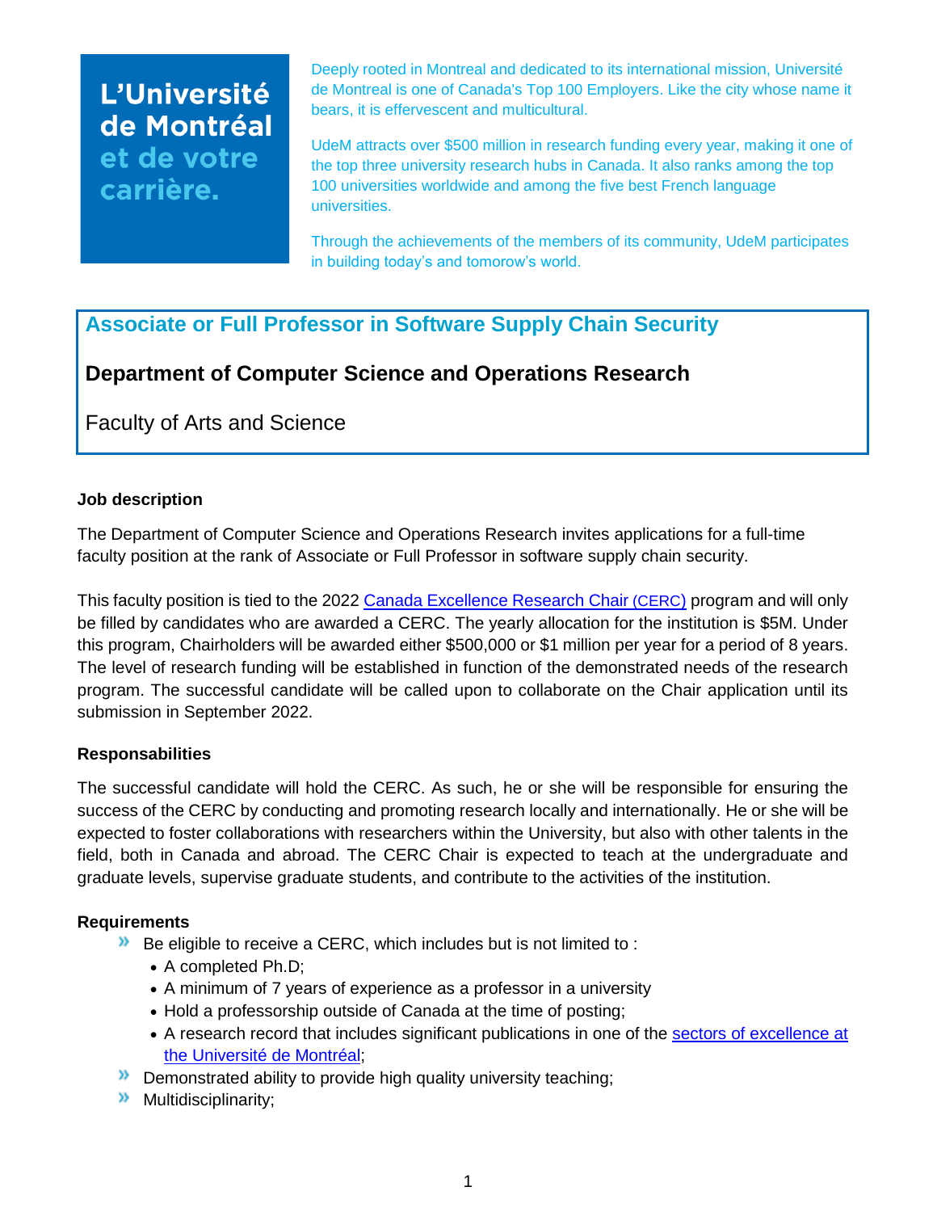**L'Université de Montréal et de votre carrière.**

Deeply rooted in Montreal and dedicated to its international mission, Université de Montreal is one of Canada's Top 100 Employers. Like the city whose name it bears, it is effervescent and multicultural.

UdeM attracts over $500 million in research funding every year, making it one of the top three university research hubs in Canada. It also ranks among the top 100 universities worldwide and among the five best French language universities.

Through the achievements of the members of its community, UdeM participates in building today's and tomorow's world.

# Associate or Full Professor in Software Supply Chain Security

## Department of Computer Science and Operations Research

Faculty of Arts and Science

### Job description

The Department of Computer Science and Operations Research invites applications for a full-time faculty position at the rank of Associate or Full Professor in software supply chain security.

This faculty position is tied to the 2022 [Canada Excellence Research Chair (CERC)]() program and will only be filled by candidates who are awarded a CERC. The yearly allocation for the institution is $5M. Under this program, Chairholders will be awarded either $500,000 or $1 million per year for a period of 8 years. The level of research funding will be established in function of the demonstrated needs of the research program. The successful candidate will be called upon to collaborate on the Chair application until its submission in September 2022.

### Responsabilities

The successful candidate will hold the CERC. As such, he or she will be responsible for ensuring the success of the CERC by conducting and promoting research locally and internationally. He or she will be expected to foster collaborations with researchers within the University, but also with other talents in the field, both in Canada and abroad. The CERC Chair is expected to teach at the undergraduate and graduate levels, supervise graduate students, and contribute to the activities of the institution.

### Requirements

- Be eligible to receive a CERC, which includes but is not limited to :
  - A completed Ph.D;
  - A minimum of 7 years of experience as a professor in a university
  - Hold a professorship outside of Canada at the time of posting;
  - A research record that includes significant publications in one of the [sectors of excellence at the Université de Montréal]();
- Demonstrated ability to provide high quality university teaching;
- Multidisciplinarity;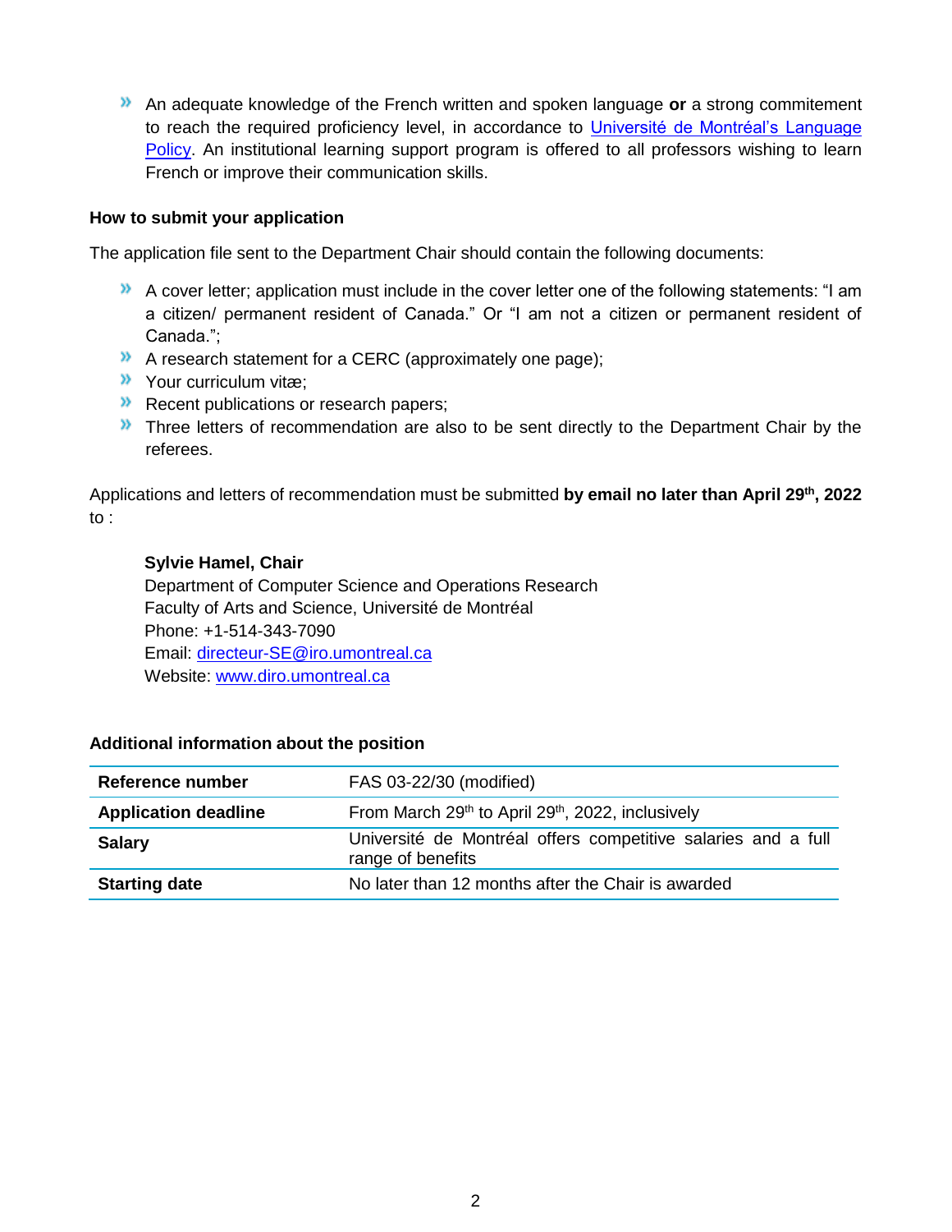- An adequate knowledge of the French written and spoken language **or** a strong commitement to reach the required proficiency level, in accordance to [Université de Montréal's Language Policy](). An institutional learning support program is offered to all professors wishing to learn French or improve their communication skills.

**How to submit your application**

The application file sent to the Department Chair should contain the following documents:

- A cover letter; application must include in the cover letter one of the following statements: "I am a citizen/ permanent resident of Canada." Or "I am not a citizen or permanent resident of Canada.";
- A research statement for a CERC (approximately one page);
- Your curriculum vitæ;
- Recent publications or research papers;
- Three letters of recommendation are also to be sent directly to the Department Chair by the referees.

Applications and letters of recommendation must be submitted **by email no later than April 29th, 2022** to :

> **Sylvie Hamel, Chair**
> Department of Computer Science and Operations Research
> Faculty of Arts and Science, Université de Montréal
> Phone: +1-514-343-7090
> Email: directeur-SE@iro.umontreal.ca
> Website: www.diro.umontreal.ca

**Additional information about the position**

| | |
|---|---|
| **Reference number** | FAS 03-22/30 (modified) |
| **Application deadline** | From March 29th to April 29th, 2022, inclusively |
| **Salary** | Université de Montréal offers competitive salaries and a full range of benefits |
| **Starting date** | No later than 12 months after the Chair is awarded |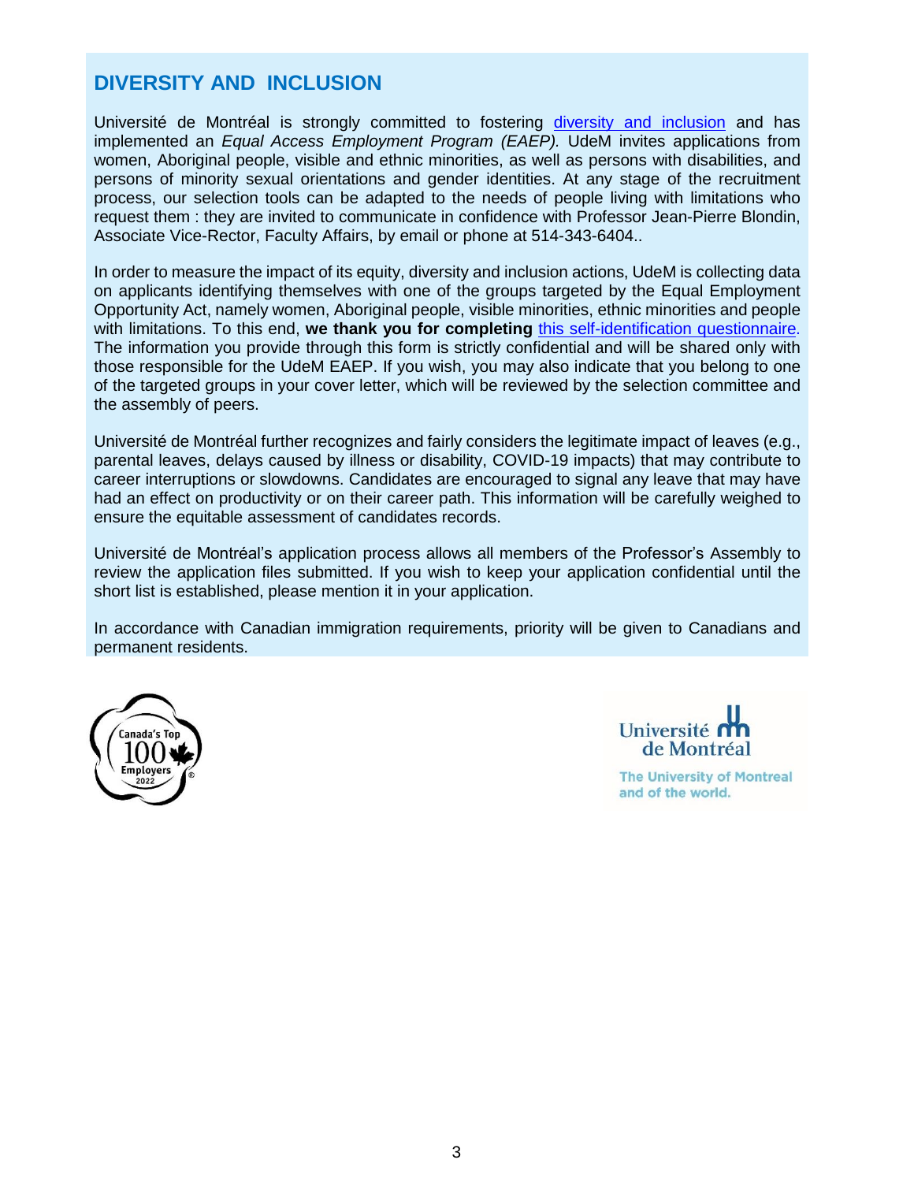## DIVERSITY AND INCLUSION

Université de Montréal is strongly committed to fostering diversity and inclusion and has implemented an *Equal Access Employment Program (EAEP).* UdeM invites applications from women, Aboriginal people, visible and ethnic minorities, as well as persons with disabilities, and persons of minority sexual orientations and gender identities. At any stage of the recruitment process, our selection tools can be adapted to the needs of people living with limitations who request them : they are invited to communicate in confidence with Professor Jean-Pierre Blondin, Associate Vice-Rector, Faculty Affairs, by email or phone at 514-343-6404..

In order to measure the impact of its equity, diversity and inclusion actions, UdeM is collecting data on applicants identifying themselves with one of the groups targeted by the Equal Employment Opportunity Act, namely women, Aboriginal people, visible minorities, ethnic minorities and people with limitations. To this end, **we thank you for completing** this self-identification questionnaire. The information you provide through this form is strictly confidential and will be shared only with those responsible for the UdeM EAEP. If you wish, you may also indicate that you belong to one of the targeted groups in your cover letter, which will be reviewed by the selection committee and the assembly of peers.

Université de Montréal further recognizes and fairly considers the legitimate impact of leaves (e.g., parental leaves, delays caused by illness or disability, COVID-19 impacts) that may contribute to career interruptions or slowdowns. Candidates are encouraged to signal any leave that may have had an effect on productivity or on their career path. This information will be carefully weighed to ensure the equitable assessment of candidates records.

Université de Montréal's application process allows all members of the Professor's Assembly to review the application files submitted. If you wish to keep your application confidential until the short list is established, please mention it in your application.

In accordance with Canadian immigration requirements, priority will be given to Canadians and permanent residents.

Canada's Top 100 Employers 2022

Université de Montréal

The University of Montreal and of the world.